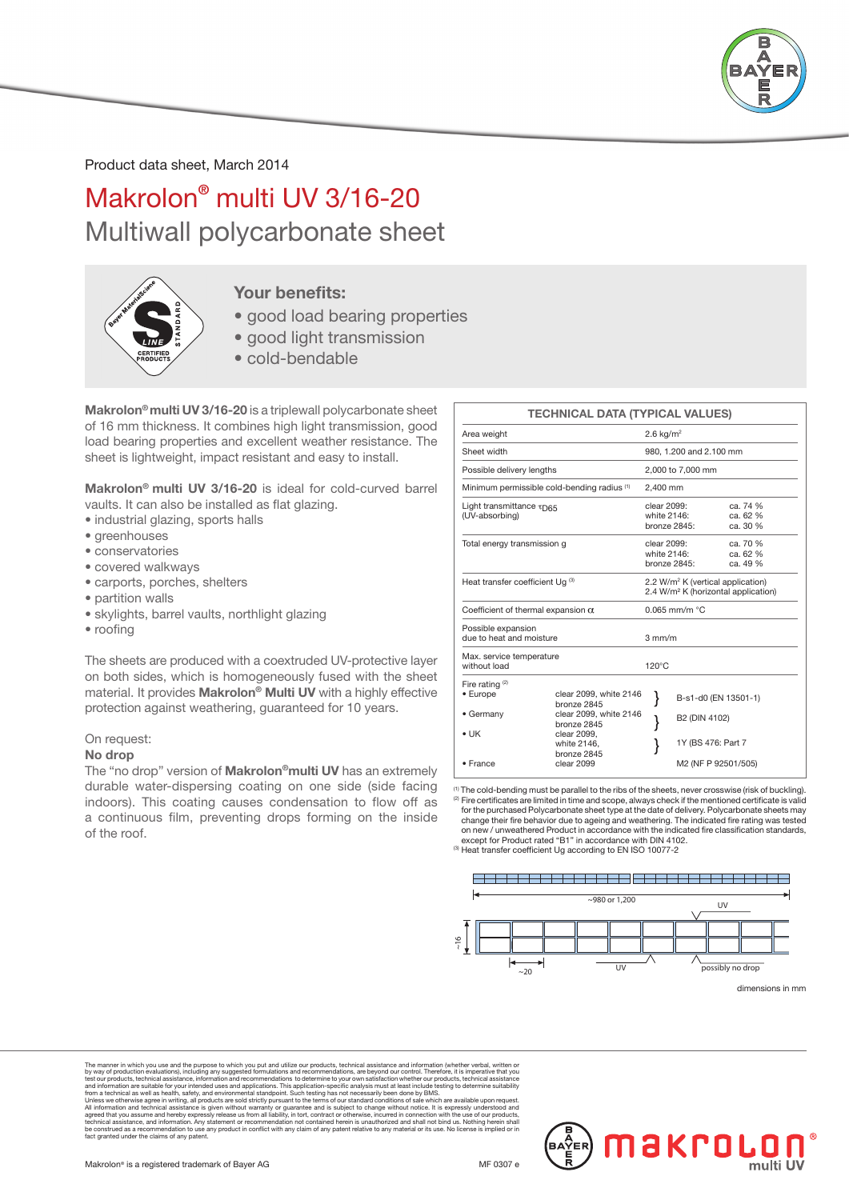Product data sheet, March 2014

# Makrolon® multi UV 3/16-20

## Multiwall polycarbonate sheet

Bayer MaterialScience S LINE STANDARD CERTIFIED PRODUCTS

### Your benefits:

- good load bearing properties
- good light transmission
- cold-bendable

**Makrolon® multi UV 3/16-20** is a triplewall polycarbonate sheet of 16 mm thickness. It combines high light transmission, good load bearing properties and excellent weather resistance. The sheet is lightweight, impact resistant and easy to install.

**Makrolon® multi UV 3/16-20** is ideal for cold-curved barrel vaults. It can also be installed as flat glazing.

- industrial glazing, sports halls
- greenhouses
- conservatories
- covered walkways
- carports, porches, shelters
- partition walls
- skylights, barrel vaults, northlight glazing
- roofing

The sheets are produced with a coextruded UV-protective layer on both sides, which is homogeneously fused with the sheet material. It provides **Makrolon® Multi UV** with a highly effective protection against weathering, guaranteed for 10 years.

On request:

**No drop**

The "no drop" version of **Makrolon®multi UV** has an extremely durable water-dispersing coating on one side (side facing indoors). This coating causes condensation to flow off as a continuous film, preventing drops forming on the inside of the roof.

**TECHNICAL DATA (TYPICAL VALUES)**

| | | |
|---|---|---|
| Area weight | 2.6 kg/m² | |
| Sheet width | 980, 1.200 and 2.100 mm | |
| Possible delivery lengths | 2,000 to 7,000 mm | |
| Minimum permissible cold-bending radius [1] | 2,400 mm | |
| Light transmittance $\tau_{D65}$ (UV-absorbing) | clear 2099:<br>white 2146:<br>bronze 2845: | ca. 74 %<br>ca. 62 %<br>ca. 30 % |
| Total energy transmission g | clear 2099:<br>white 2146:<br>bronze 2845: | ca. 70 %<br>ca. 62 %<br>ca. 49 % |
| Heat transfer coefficient Ug [3] | 2.2 W/m² K (vertical application)<br>2.4 W/m² K (horizontal application) | |
| Coefficient of thermal expansion $\alpha$ | 0.065 mm/m °C | |
| Possible expansion due to heat and moisture | 3 mm/m | |
| Max. service temperature without load | 120°C | |

| Fire rating [2] | | |
|---|---|---|
| • Europe | clear 2099, white 2146<br>bronze 2845 | B-s1-d0 (EN 13501-1) |
| • Germany | clear 2099, white 2146<br>bronze 2845 | B2 (DIN 4102) |
| • UK | clear 2099,<br>white 2146,<br>bronze 2845 | 1Y (BS 476: Part 7 |
| • France | clear 2099 | M2 (NF P 92501/505) |

[1] The cold-bending must be parallel to the ribs of the sheets, never crosswise (risk of buckling).
[2] Fire certificates are limited in time and scope, always check if the mentioned certificate is valid for the purchased Polycarbonate sheet type at the date of delivery. Polycarbonate sheets may change their fire behavior due to ageing and weathering. The indicated fire rating was tested on new / unweathered Product in accordance with the indicated fire classification standards, except for Product rated "B1" in accordance with DIN 4102.
[3] Heat transfer coefficient Ug according to EN ISO 10077-2

~980 or 1,200
UV
~16
~20
UV
possibly no drop

dimensions in mm

The manner in which you use and the purpose to which you put and utilize our products, technical assistance and information (whether verbal, written or by way of production evaluations), including any suggested formulations and recommendations, are beyond our control. Therefore, it is imperative that you test our products, technical assistance, information and recommendations to determine to your own satisfaction whether our products, technical assistance and information are suitable for your intended uses and applications. This application-specific analysis must at least include testing to determine suitability from a technical as well as health, safety, and environmental standpoint. Such testing has not necessarily been done by BMS.
Unless we otherwise agree in writing, all products are sold strictly pursuant to the terms of our standard conditions of sale which are available upon request. All information and technical assistance is given without warranty or guarantee and is subject to change without notice. It is expressly understood and agreed that you assume and hereby expressly release us from all liability, in tort, contract or otherwise, incurred in connection with the use of our products, technical assistance, and information. Any statement or recommendation not contained herein is unauthorized and shall not bind us. Nothing herein shall be construed as a recommendation to use any product in conflict with any claim of any patent relative to any material or its use. No license is implied or in fact granted under the claims of any patent.

Makrolon® is a registered trademark of Bayer AG

MF 0307 e

makrolon® multi UV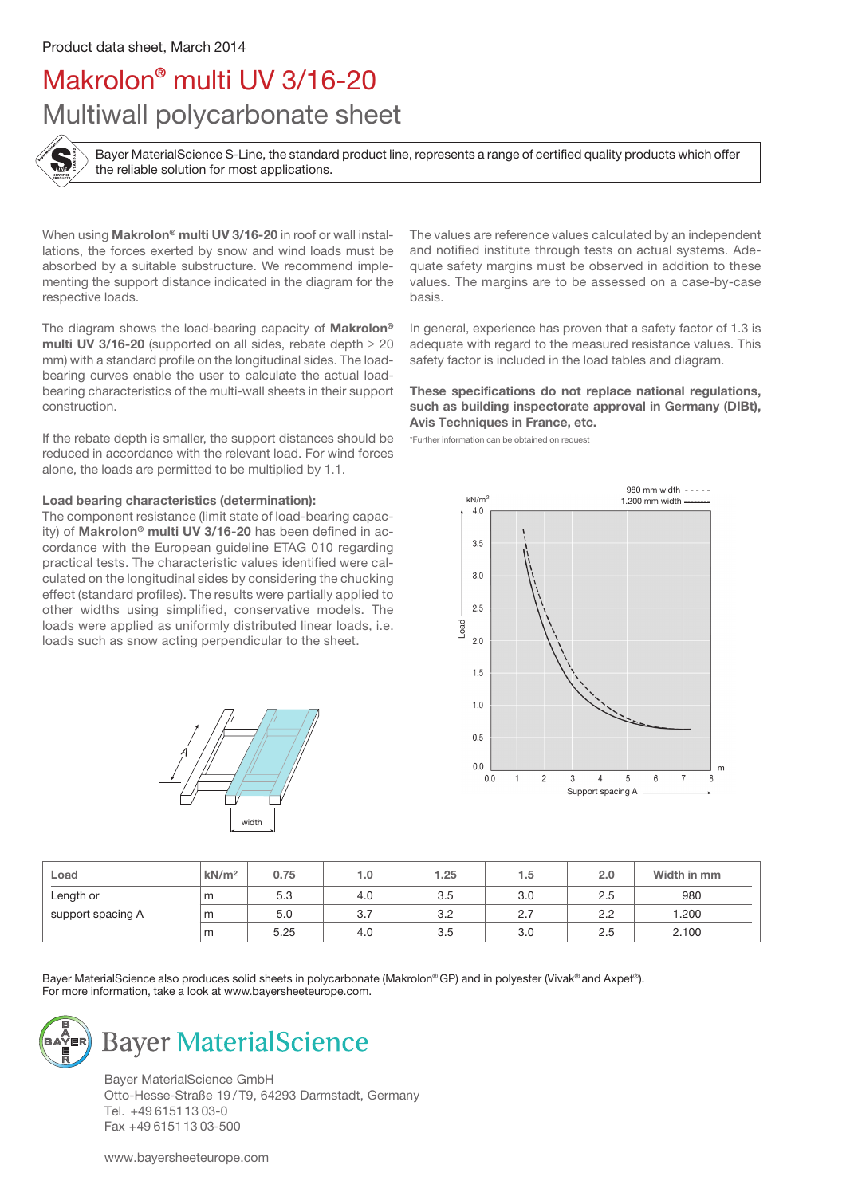Product data sheet, March 2014

# Makrolon® multi UV 3/16-20

## Multiwall polycarbonate sheet

Bayer MaterialScience S-Line, the standard product line, represents a range of certified quality products which offer the reliable solution for most applications.

When using **Makrolon® multi UV 3/16-20** in roof or wall installations, the forces exerted by snow and wind loads must be absorbed by a suitable substructure. We recommend implementing the support distance indicated in the diagram for the respective loads.

The diagram shows the load-bearing capacity of **Makrolon® multi UV 3/16-20** (supported on all sides, rebate depth ≥ 20 mm) with a standard profile on the longitudinal sides. The load-bearing curves enable the user to calculate the actual load-bearing characteristics of the multi-wall sheets in their support construction.

If the rebate depth is smaller, the support distances should be reduced in accordance with the relevant load. For wind forces alone, the loads are permitted to be multiplied by 1.1.

**Load bearing characteristics (determination):**
The component resistance (limit state of load-bearing capacity) of **Makrolon® multi UV 3/16-20** has been defined in accordance with the European guideline ETAG 010 regarding practical tests. The characteristic values identified were calculated on the longitudinal sides by considering the chucking effect (standard profiles). The results were partially applied to other widths using simplified, conservative models. The loads were applied as uniformly distributed linear loads, i.e. loads such as snow acting perpendicular to the sheet.

The values are reference values calculated by an independent and notified institute through tests on actual systems. Adequate safety margins must be observed in addition to these values. The margins are to be assessed on a case-by-case basis.

In general, experience has proven that a safety factor of 1.3 is adequate with regard to the measured resistance values. This safety factor is included in the load tables and diagram.

**These specifications do not replace national regulations, such as building inspectorate approval in Germany (DIBt), Avis Techniques in France, etc.**

*Further information can be obtained on request

A

width

980 mm width
1.200 mm width
kN/m²
Load
4.0
3.5
3.0
2.5
2.0
1.5
1.0
0.5
0.0
0.0 1 2 3 4 5 6 7 8
m
Support spacing A

| Load | kN/m² | 0.75 | 1.0 | 1.25 | 1.5 | 2.0 | Width in mm |
|---|---|---|---|---|---|---|---|
| Length or | m | 5.3 | 4.0 | 3.5 | 3.0 | 2.5 | 980 |
| support spacing A | m | 5.0 | 3.7 | 3.2 | 2.7 | 2.2 | 1.200 |
| | m | 5.25 | 4.0 | 3.5 | 3.0 | 2.5 | 2.100 |

Bayer MaterialScience also produces solid sheets in polycarbonate (Makrolon® GP) and in polyester (Vivak® and Axpet®).
For more information, take a look at www.bayersheeteurope.com.

Bayer MaterialScience

Bayer MaterialScience GmbH
Otto-Hesse-Straße 19 / T9, 64293 Darmstadt, Germany
Tel. +49 6151 13 03-0
Fax +49 6151 13 03-500

www.bayersheeteurope.com